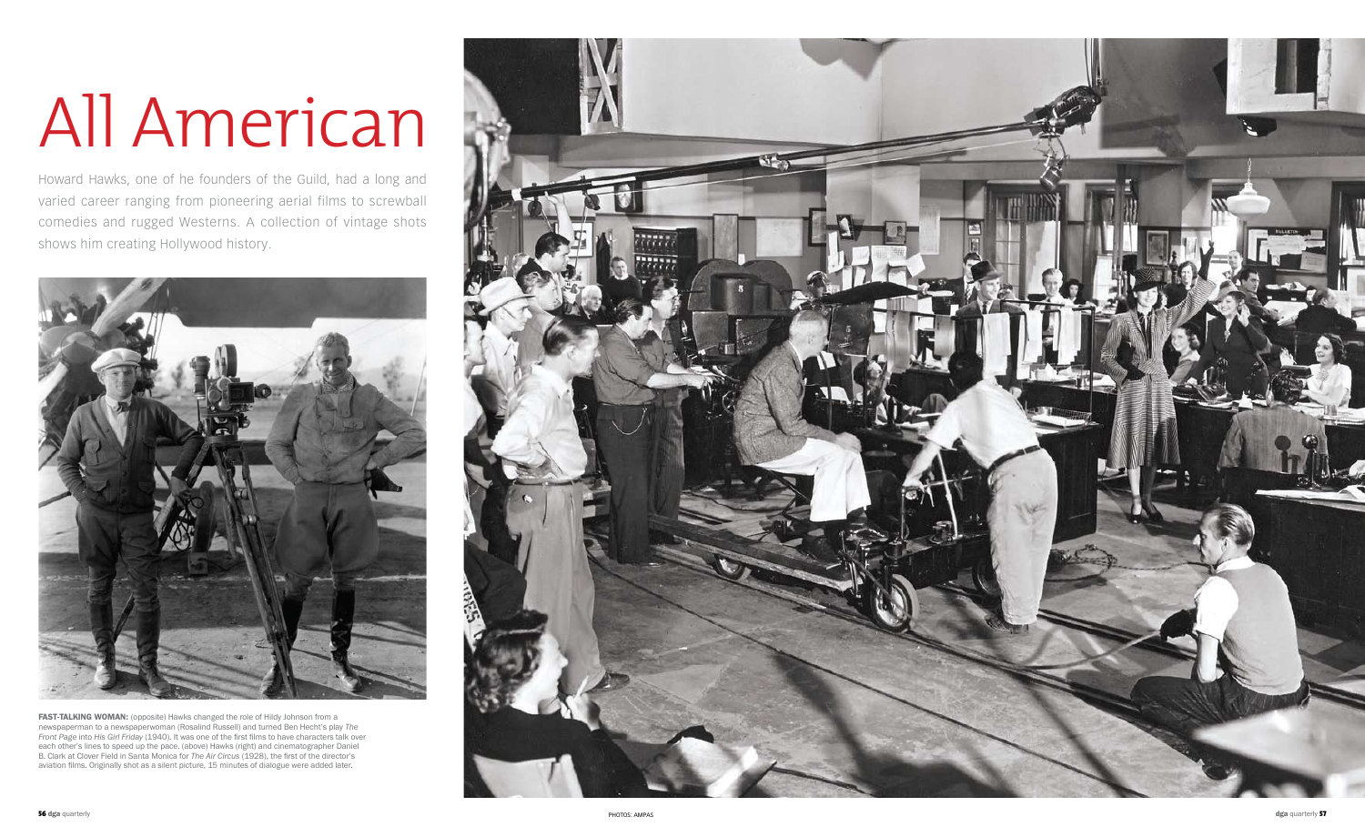# All American

Howard Hawks, one of he founders of the Guild, had a long and varied career ranging from pioneering aerial films to screwball comedies and rugged Westerns. A collection of vintage shots shows him creating Hollywood history.

**FAST-TALKING WOMAN:** (opposite) Hawks changed the role of Hildy Johnson from a newspaperman to a newspaperwoman (Rosalind Russell) and turned Ben Hecht's play *The Front Page* into *His Girl Friday* (1940). It was one of the first films to have characters talk over each other's lines to speed up the pace. (above) Hawks (right) and cinematographer Daniel B. Clark at Clover Field in Santa Monica for *The Air Circus* (1928), the first of the director's aviation films. Originally shot as a silent picture, 15 minutes of dialogue were added later.

PHOTOS: AMPAS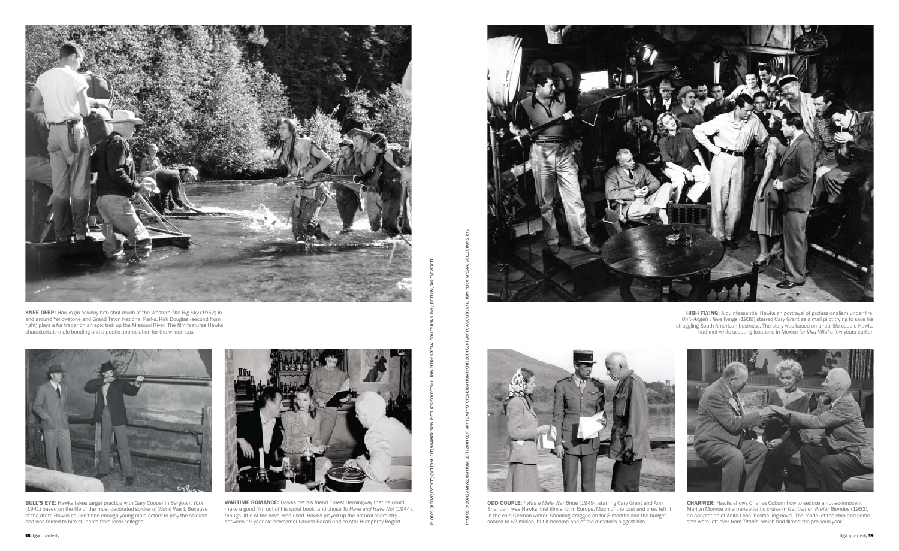**KNEE DEEP:** Hawks (in cowboy hat) shot much of the Western *The Big Sky* (1952) in and around Yellowstone and Grand Teton National Parks. Kirk Douglas (second from right) plays a fur trader on an epic trek up the Missouri River. The film features Hawks' characteristic male bonding and a poetic appreciation for the wilderness.

**BULL'S EYE:** Hawks takes target practice with Gary Cooper in *Sergeant York* (1941) based on the life of the most decorated soldier of World War I. Because of the draft, Hawks couldn't find enough young male actors to play the soldiers and was forced to hire students from local colleges.

**WARTIME ROMANCE:** Hawks bet his friend Ernest Hemingway that he could make a good film out of his worst book, and chose *To Have and Have Not* (1944), though little of the novel was used. Hawks played up the natural chemistry between 19-year-old newcomer Lauren Bacall and co-star Humphrey Bogart.

PHOTOS: (ABOVE) EVERETT; (BOTTOM LEFT) WARNER BROS. PICTURES/COURTESY L. TOM PERRY SPECIAL COLLECTIONS, BYU; (BOTTOM, RIGHT) EVERETT

PHOTOS: (ABOVE) AMPAS; (BOTTOM, LEFT) 20TH CENTURY FOX/PHOTOFEST; (BOTTOM RIGHT) 20TH CENTURY FOX/COURTESY L. TOM PERRY SPECIAL COLLECTIONS, BYU

**HIGH FLYING:** A quintessential Hawksian portrayal of professionalism under fire, *Only Angels Have Wings* (1939) starred Cary Grant as a mail pilot trying to save his struggling South American business. The story was based on a real-life couple Hawks had met while scouting locations in Mexico for *Viva Villa!* a few years earlier.

**ODD COUPLE:** *I Was a Male War Bride* (1949), starring Cary Grant and Ann Sheridan, was Hawks' first film shot in Europe. Much of the cast and crew fell ill in the cold German winter. Shooting dragged on for 8 months and the budget soared to $2 million, but it became one of the director's biggest hits.

**CHARMER:** Hawks shows Charles Coburn how to seduce a not-so-innocent Marilyn Monroe on a transatlantic cruise in *Gentlemen Prefer Blondes* (1953), an adaptation of Anita Loos' bestselling novel. The model of the ship and some sets were left over from *Titanic*, which had filmed the previous year.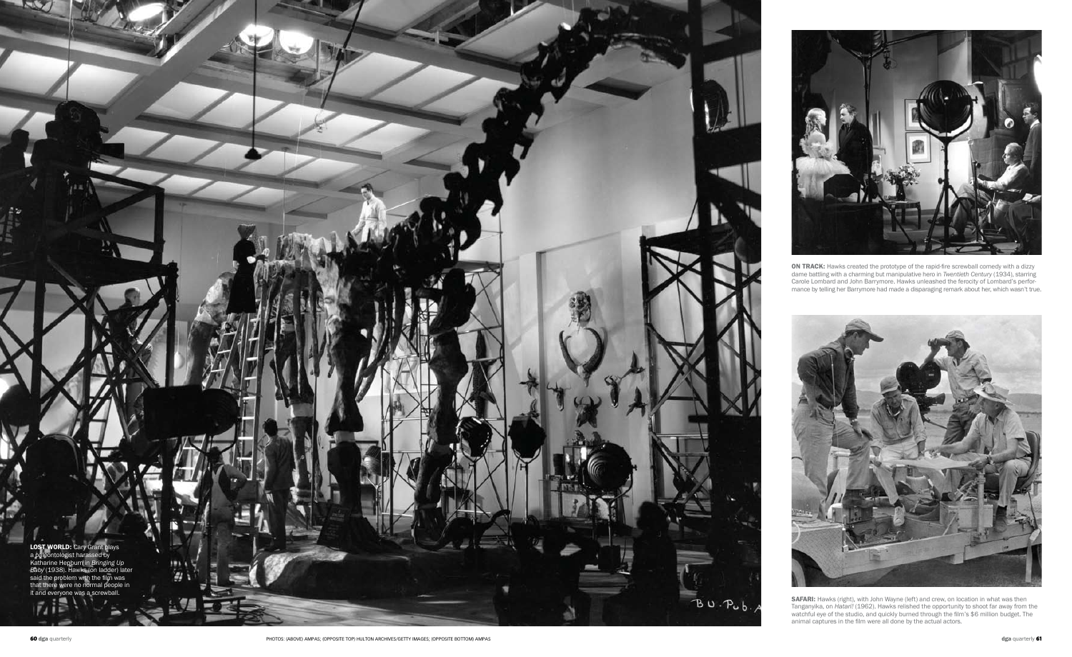**LOST WORLD:** Cary Grant plays a paleontologist harassed by Katharine Hepburn in *Bringing Up Baby* (1938). Hawks (on ladder) later said the problem with the film was that there were no normal people in it and everyone was a screwball.

**ON TRACK:** Hawks created the prototype of the rapid-fire screwball comedy with a dizzy dame battling with a charming but manipulative hero in *Twentieth Century* (1934), starring Carole Lombard and John Barrymore. Hawks unleashed the ferocity of Lombard's performance by telling her Barrymore had made a disparaging remark about her, which wasn't true.

**SAFARI:** Hawks (right), with John Wayne (left) and crew, on location in what was then Tanganyika, on *Hatari!* (1962). Hawks relished the opportunity to shoot far away from the watchful eye of the studio, and quickly burned through the film's $6 million budget. The animal captures in the film were all done by the actual actors.

PHOTOS: (ABOVE) AMPAS; (OPPOSITE TOP) HULTON ARCHIVES/GETTY IMAGES; (OPPOSITE BOTTOM) AMPAS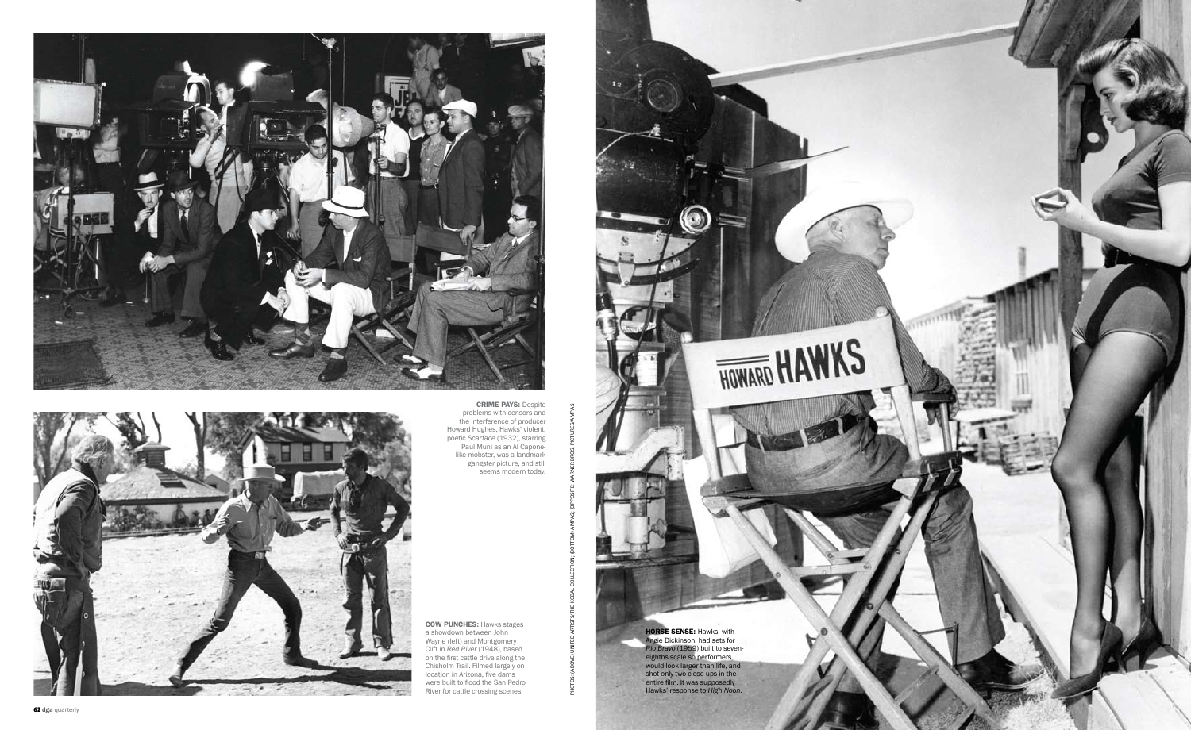**CRIME PAYS:** Despite problems with censors and the interference of producer Howard Hughes, Hawks' violent, poetic *Scarface* (1932), starring Paul Muni as an Al Capone-like mobster, was a landmark gangster picture, and still seems modern today.

**COW PUNCHES:** Hawks stages a showdown between John Wayne (left) and Montgomery Clift in *Red River* (1948), based on the first cattle drive along the Chisholm Trail. Filmed largely on location in Arizona, five dams were built to flood the San Pedro River for cattle crossing scenes.

**HORSE SENSE:** Hawks, with Angie Dickinson, had sets for *Rio Bravo* (1959) built to seven-eighths scale so performers would look larger than life, and shot only two close-ups in the entire film. It was supposedly Hawks' response to *High Noon*.

PHOTOS: (ABOVE) UNITED ARTISTS/THE KOBAL COLLECTION; (BOTTOM) AMPAS; (OPPOSITE) WARNER BROS. PICTURES/AMPAS